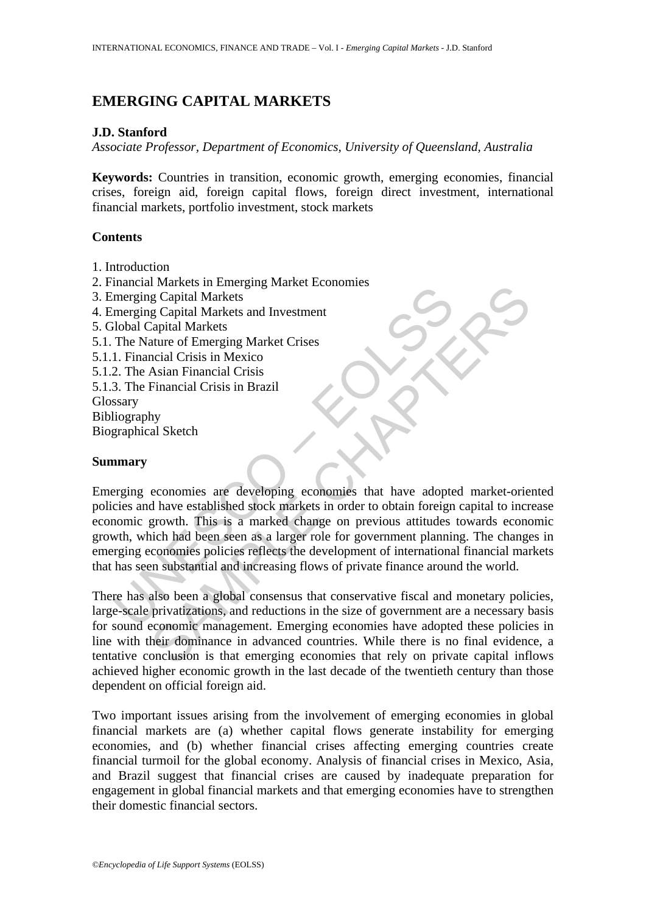# EMERGING CAPITAL MARKETS

**J.D. Stanford**

*Associate Professor, Department of Economics, University of Queensland, Australia*

**Keywords:** Countries in transition, economic growth, emerging economies, financial crises, foreign aid, foreign capital flows, foreign direct investment, international financial markets, portfolio investment, stock markets

**Contents**

1. Introduction
2. Financial Markets in Emerging Market Economies
3. Emerging Capital Markets
4. Emerging Capital Markets and Investment
5. Global Capital Markets
5.1. The Nature of Emerging Market Crises
5.1.1. Financial Crisis in Mexico
5.1.2. The Asian Financial Crisis
5.1.3. The Financial Crisis in Brazil

Glossary
Bibliography
Biographical Sketch

**Summary**

Emerging economies are developing economies that have adopted market-oriented policies and have established stock markets in order to obtain foreign capital to increase economic growth. This is a marked change on previous attitudes towards economic growth, which had been seen as a larger role for government planning. The changes in emerging economies policies reflects the development of international financial markets that has seen substantial and increasing flows of private finance around the world.

There has also been a global consensus that conservative fiscal and monetary policies, large-scale privatizations, and reductions in the size of government are a necessary basis for sound economic management. Emerging economies have adopted these policies in line with their dominance in advanced countries. While there is no final evidence, a tentative conclusion is that emerging economies that rely on private capital inflows achieved higher economic growth in the last decade of the twentieth century than those dependent on official foreign aid.

Two important issues arising from the involvement of emerging economies in global financial markets are (a) whether capital flows generate instability for emerging economies, and (b) whether financial crises affecting emerging countries create financial turmoil for the global economy. Analysis of financial crises in Mexico, Asia, and Brazil suggest that financial crises are caused by inadequate preparation for engagement in global financial markets and that emerging economies have to strengthen their domestic financial sectors.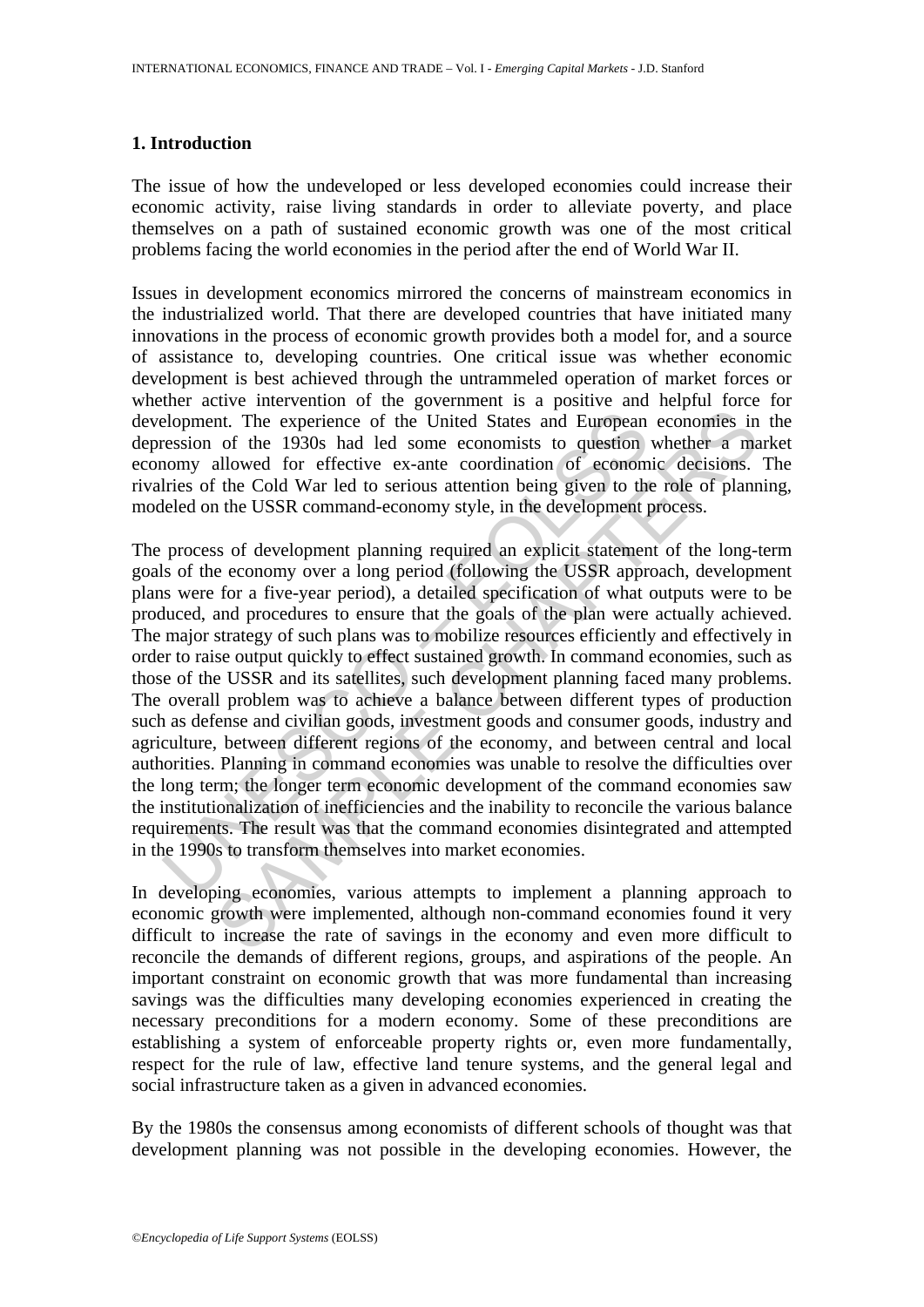## 1. Introduction

The issue of how the undeveloped or less developed economies could increase their economic activity, raise living standards in order to alleviate poverty, and place themselves on a path of sustained economic growth was one of the most critical problems facing the world economies in the period after the end of World War II.

Issues in development economics mirrored the concerns of mainstream economics in the industrialized world. That there are developed countries that have initiated many innovations in the process of economic growth provides both a model for, and a source of assistance to, developing countries. One critical issue was whether economic development is best achieved through the untrammeled operation of market forces or whether active intervention of the government is a positive and helpful force for development. The experience of the United States and European economies in the depression of the 1930s had led some economists to question whether a market economy allowed for effective ex-ante coordination of economic decisions. The rivalries of the Cold War led to serious attention being given to the role of planning, modeled on the USSR command-economy style, in the development process.

The process of development planning required an explicit statement of the long-term goals of the economy over a long period (following the USSR approach, development plans were for a five-year period), a detailed specification of what outputs were to be produced, and procedures to ensure that the goals of the plan were actually achieved. The major strategy of such plans was to mobilize resources efficiently and effectively in order to raise output quickly to effect sustained growth. In command economies, such as those of the USSR and its satellites, such development planning faced many problems. The overall problem was to achieve a balance between different types of production such as defense and civilian goods, investment goods and consumer goods, industry and agriculture, between different regions of the economy, and between central and local authorities. Planning in command economies was unable to resolve the difficulties over the long term; the longer term economic development of the command economies saw the institutionalization of inefficiencies and the inability to reconcile the various balance requirements. The result was that the command economies disintegrated and attempted in the 1990s to transform themselves into market economies.

In developing economies, various attempts to implement a planning approach to economic growth were implemented, although non-command economies found it very difficult to increase the rate of savings in the economy and even more difficult to reconcile the demands of different regions, groups, and aspirations of the people. An important constraint on economic growth that was more fundamental than increasing savings was the difficulties many developing economies experienced in creating the necessary preconditions for a modern economy. Some of these preconditions are establishing a system of enforceable property rights or, even more fundamentally, respect for the rule of law, effective land tenure systems, and the general legal and social infrastructure taken as a given in advanced economies.

By the 1980s the consensus among economists of different schools of thought was that development planning was not possible in the developing economies. However, the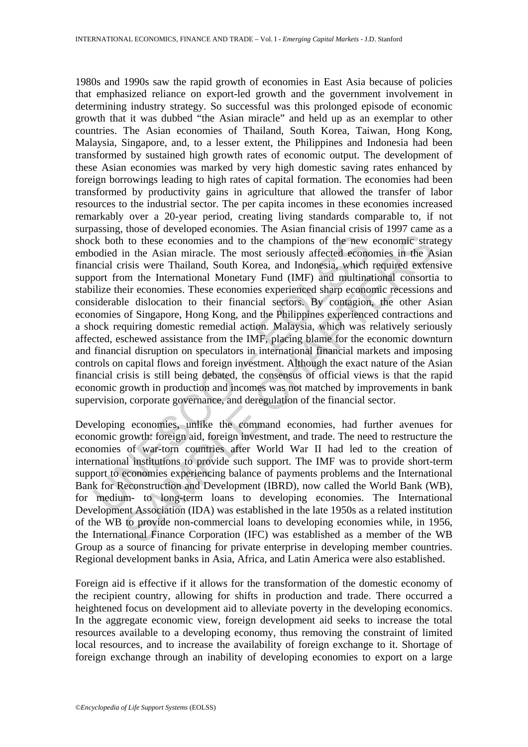1980s and 1990s saw the rapid growth of economies in East Asia because of policies that emphasized reliance on export-led growth and the government involvement in determining industry strategy. So successful was this prolonged episode of economic growth that it was dubbed "the Asian miracle" and held up as an exemplar to other countries. The Asian economies of Thailand, South Korea, Taiwan, Hong Kong, Malaysia, Singapore, and, to a lesser extent, the Philippines and Indonesia had been transformed by sustained high growth rates of economic output. The development of these Asian economies was marked by very high domestic saving rates enhanced by foreign borrowings leading to high rates of capital formation. The economies had been transformed by productivity gains in agriculture that allowed the transfer of labor resources to the industrial sector. The per capita incomes in these economies increased remarkably over a 20-year period, creating living standards comparable to, if not surpassing, those of developed economies. The Asian financial crisis of 1997 came as a shock both to these economies and to the champions of the new economic strategy embodied in the Asian miracle. The most seriously affected economies in the Asian financial crisis were Thailand, South Korea, and Indonesia, which required extensive support from the International Monetary Fund (IMF) and multinational consortia to stabilize their economies. These economies experienced sharp economic recessions and considerable dislocation to their financial sectors. By contagion, the other Asian economies of Singapore, Hong Kong, and the Philippines experienced contractions and a shock requiring domestic remedial action. Malaysia, which was relatively seriously affected, eschewed assistance from the IMF, placing blame for the economic downturn and financial disruption on speculators in international financial markets and imposing controls on capital flows and foreign investment. Although the exact nature of the Asian financial crisis is still being debated, the consensus of official views is that the rapid economic growth in production and incomes was not matched by improvements in bank supervision, corporate governance, and deregulation of the financial sector.

Developing economies, unlike the command economies, had further avenues for economic growth: foreign aid, foreign investment, and trade. The need to restructure the economies of war-torn countries after World War II had led to the creation of international institutions to provide such support. The IMF was to provide short-term support to economies experiencing balance of payments problems and the International Bank for Reconstruction and Development (IBRD), now called the World Bank (WB), for medium- to long-term loans to developing economies. The International Development Association (IDA) was established in the late 1950s as a related institution of the WB to provide non-commercial loans to developing economies while, in 1956, the International Finance Corporation (IFC) was established as a member of the WB Group as a source of financing for private enterprise in developing member countries. Regional development banks in Asia, Africa, and Latin America were also established.

Foreign aid is effective if it allows for the transformation of the domestic economy of the recipient country, allowing for shifts in production and trade. There occurred a heightened focus on development aid to alleviate poverty in the developing economics. In the aggregate economic view, foreign development aid seeks to increase the total resources available to a developing economy, thus removing the constraint of limited local resources, and to increase the availability of foreign exchange to it. Shortage of foreign exchange through an inability of developing economies to export on a large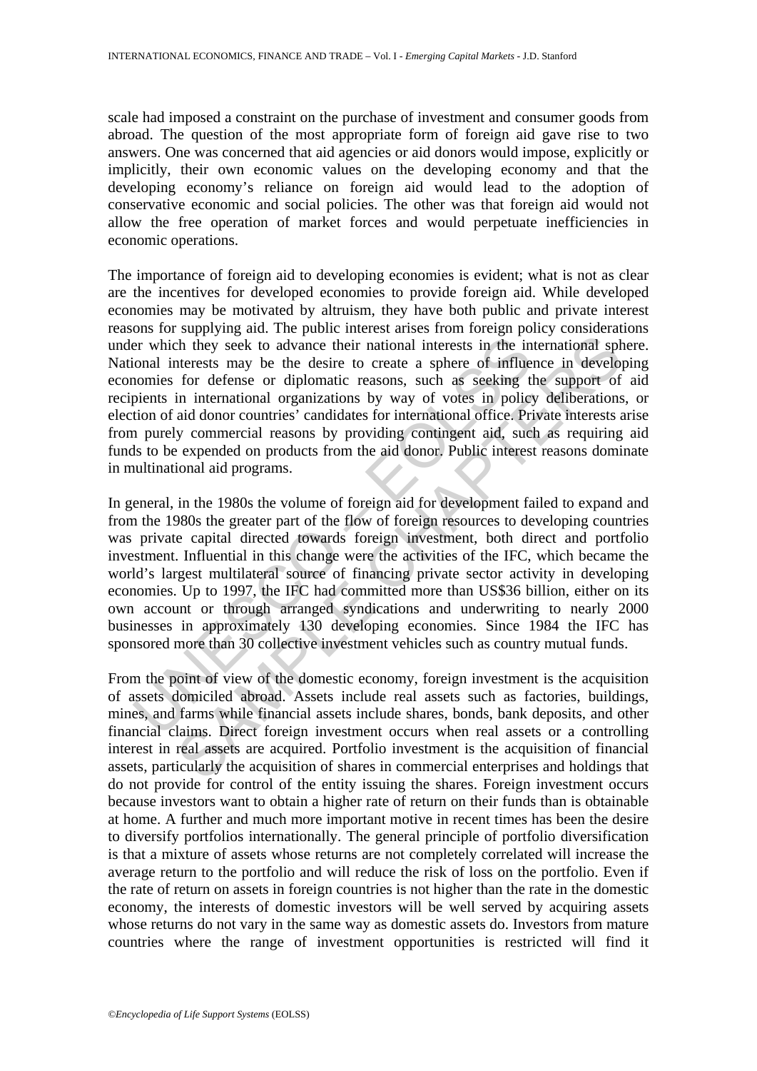scale had imposed a constraint on the purchase of investment and consumer goods from abroad. The question of the most appropriate form of foreign aid gave rise to two answers. One was concerned that aid agencies or aid donors would impose, explicitly or implicitly, their own economic values on the developing economy and that the developing economy's reliance on foreign aid would lead to the adoption of conservative economic and social policies. The other was that foreign aid would not allow the free operation of market forces and would perpetuate inefficiencies in economic operations.

The importance of foreign aid to developing economies is evident; what is not as clear are the incentives for developed economies to provide foreign aid. While developed economies may be motivated by altruism, they have both public and private interest reasons for supplying aid. The public interest arises from foreign policy considerations under which they seek to advance their national interests in the international sphere. National interests may be the desire to create a sphere of influence in developing economies for defense or diplomatic reasons, such as seeking the support of aid recipients in international organizations by way of votes in policy deliberations, or election of aid donor countries' candidates for international office. Private interests arise from purely commercial reasons by providing contingent aid, such as requiring aid funds to be expended on products from the aid donor. Public interest reasons dominate in multinational aid programs.

In general, in the 1980s the volume of foreign aid for development failed to expand and from the 1980s the greater part of the flow of foreign resources to developing countries was private capital directed towards foreign investment, both direct and portfolio investment. Influential in this change were the activities of the IFC, which became the world's largest multilateral source of financing private sector activity in developing economies. Up to 1997, the IFC had committed more than US$36 billion, either on its own account or through arranged syndications and underwriting to nearly 2000 businesses in approximately 130 developing economies. Since 1984 the IFC has sponsored more than 30 collective investment vehicles such as country mutual funds.

From the point of view of the domestic economy, foreign investment is the acquisition of assets domiciled abroad. Assets include real assets such as factories, buildings, mines, and farms while financial assets include shares, bonds, bank deposits, and other financial claims. Direct foreign investment occurs when real assets or a controlling interest in real assets are acquired. Portfolio investment is the acquisition of financial assets, particularly the acquisition of shares in commercial enterprises and holdings that do not provide for control of the entity issuing the shares. Foreign investment occurs because investors want to obtain a higher rate of return on their funds than is obtainable at home. A further and much more important motive in recent times has been the desire to diversify portfolios internationally. The general principle of portfolio diversification is that a mixture of assets whose returns are not completely correlated will increase the average return to the portfolio and will reduce the risk of loss on the portfolio. Even if the rate of return on assets in foreign countries is not higher than the rate in the domestic economy, the interests of domestic investors will be well served by acquiring assets whose returns do not vary in the same way as domestic assets do. Investors from mature countries where the range of investment opportunities is restricted will find it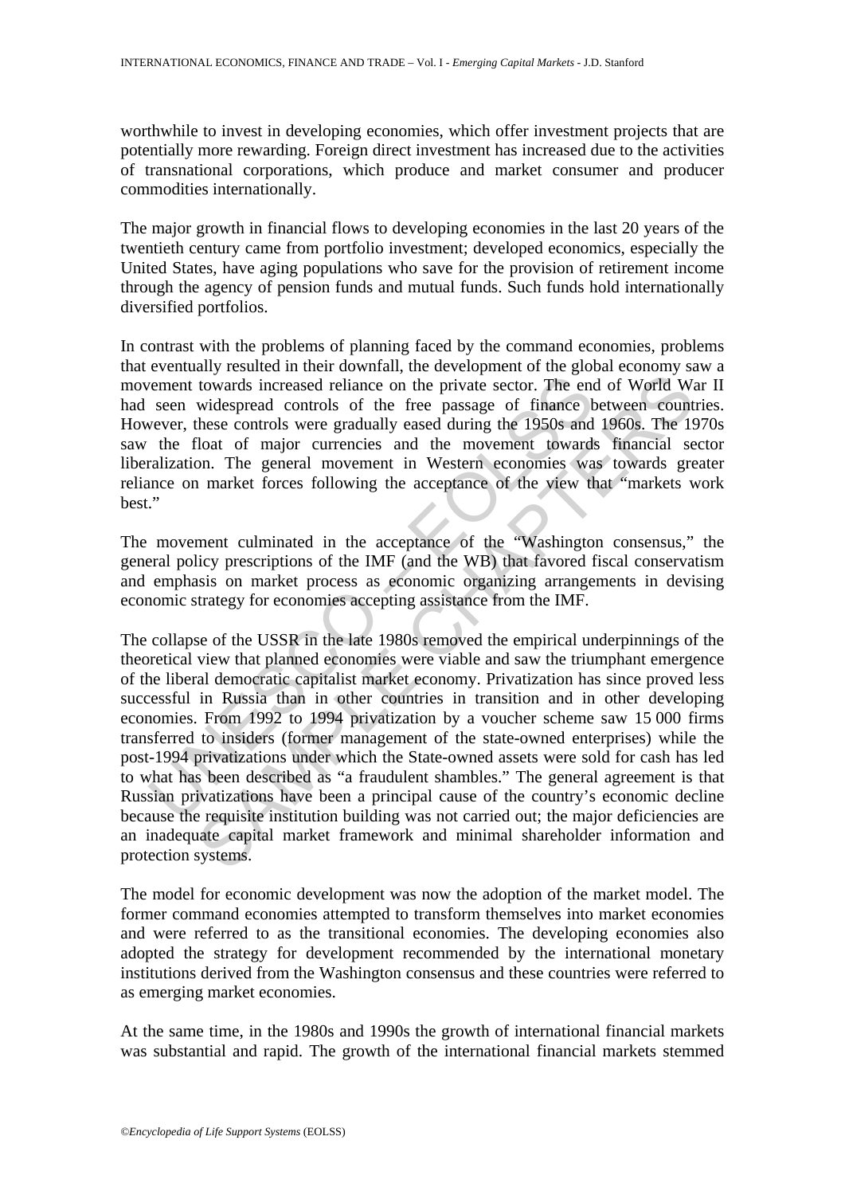worthwhile to invest in developing economies, which offer investment projects that are potentially more rewarding. Foreign direct investment has increased due to the activities of transnational corporations, which produce and market consumer and producer commodities internationally.

The major growth in financial flows to developing economies in the last 20 years of the twentieth century came from portfolio investment; developed economics, especially the United States, have aging populations who save for the provision of retirement income through the agency of pension funds and mutual funds. Such funds hold internationally diversified portfolios.

In contrast with the problems of planning faced by the command economies, problems that eventually resulted in their downfall, the development of the global economy saw a movement towards increased reliance on the private sector. The end of World War II had seen widespread controls of the free passage of finance between countries. However, these controls were gradually eased during the 1950s and 1960s. The 1970s saw the float of major currencies and the movement towards financial sector liberalization. The general movement in Western economies was towards greater reliance on market forces following the acceptance of the view that "markets work best."

The movement culminated in the acceptance of the "Washington consensus," the general policy prescriptions of the IMF (and the WB) that favored fiscal conservatism and emphasis on market process as economic organizing arrangements in devising economic strategy for economies accepting assistance from the IMF.

The collapse of the USSR in the late 1980s removed the empirical underpinnings of the theoretical view that planned economies were viable and saw the triumphant emergence of the liberal democratic capitalist market economy. Privatization has since proved less successful in Russia than in other countries in transition and in other developing economies. From 1992 to 1994 privatization by a voucher scheme saw 15 000 firms transferred to insiders (former management of the state-owned enterprises) while the post-1994 privatizations under which the State-owned assets were sold for cash has led to what has been described as "a fraudulent shambles." The general agreement is that Russian privatizations have been a principal cause of the country's economic decline because the requisite institution building was not carried out; the major deficiencies are an inadequate capital market framework and minimal shareholder information and protection systems.

The model for economic development was now the adoption of the market model. The former command economies attempted to transform themselves into market economies and were referred to as the transitional economies. The developing economies also adopted the strategy for development recommended by the international monetary institutions derived from the Washington consensus and these countries were referred to as emerging market economies.

At the same time, in the 1980s and 1990s the growth of international financial markets was substantial and rapid. The growth of the international financial markets stemmed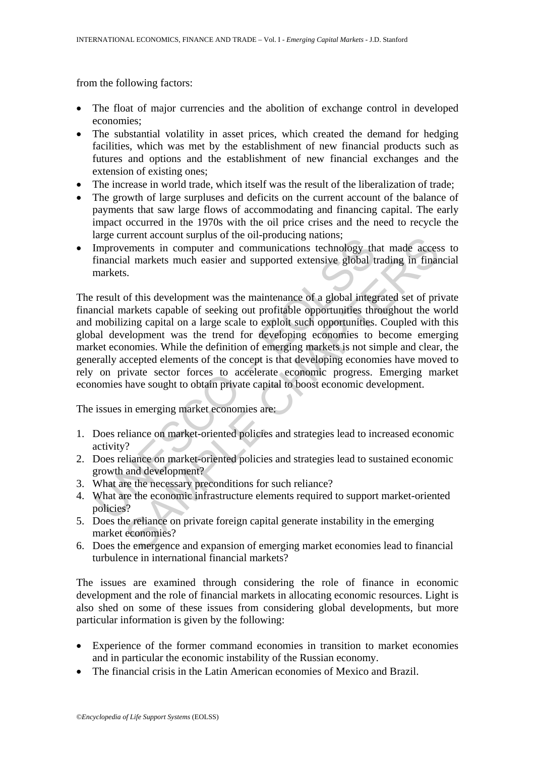from the following factors:

- The float of major currencies and the abolition of exchange control in developed economies;
- The substantial volatility in asset prices, which created the demand for hedging facilities, which was met by the establishment of new financial products such as futures and options and the establishment of new financial exchanges and the extension of existing ones;
- The increase in world trade, which itself was the result of the liberalization of trade;
- The growth of large surpluses and deficits on the current account of the balance of payments that saw large flows of accommodating and financing capital. The early impact occurred in the 1970s with the oil price crises and the need to recycle the large current account surplus of the oil-producing nations;
- Improvements in computer and communications technology that made access to financial markets much easier and supported extensive global trading in financial markets.

The result of this development was the maintenance of a global integrated set of private financial markets capable of seeking out profitable opportunities throughout the world and mobilizing capital on a large scale to exploit such opportunities. Coupled with this global development was the trend for developing economies to become emerging market economies. While the definition of emerging markets is not simple and clear, the generally accepted elements of the concept is that developing economies have moved to rely on private sector forces to accelerate economic progress. Emerging market economies have sought to obtain private capital to boost economic development.

The issues in emerging market economies are:

1. Does reliance on market-oriented policies and strategies lead to increased economic activity?
2. Does reliance on market-oriented policies and strategies lead to sustained economic growth and development?
3. What are the necessary preconditions for such reliance?
4. What are the economic infrastructure elements required to support market-oriented policies?
5. Does the reliance on private foreign capital generate instability in the emerging market economies?
6. Does the emergence and expansion of emerging market economies lead to financial turbulence in international financial markets?

The issues are examined through considering the role of finance in economic development and the role of financial markets in allocating economic resources. Light is also shed on some of these issues from considering global developments, but more particular information is given by the following:

- Experience of the former command economies in transition to market economies and in particular the economic instability of the Russian economy.
- The financial crisis in the Latin American economies of Mexico and Brazil.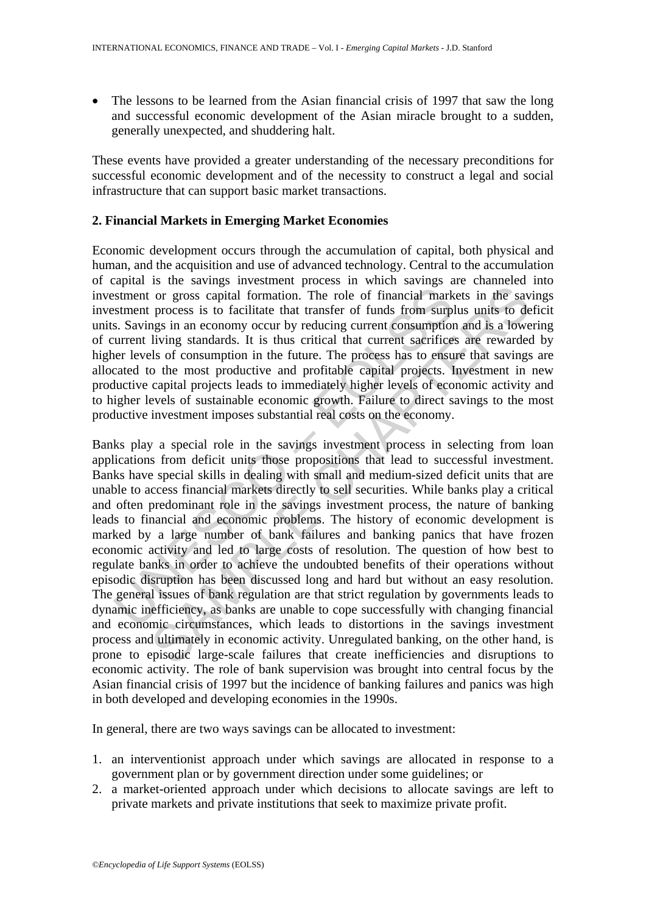- The lessons to be learned from the Asian financial crisis of 1997 that saw the long and successful economic development of the Asian miracle brought to a sudden, generally unexpected, and shuddering halt.

These events have provided a greater understanding of the necessary preconditions for successful economic development and of the necessity to construct a legal and social infrastructure that can support basic market transactions.

## 2. Financial Markets in Emerging Market Economies

Economic development occurs through the accumulation of capital, both physical and human, and the acquisition and use of advanced technology. Central to the accumulation of capital is the savings investment process in which savings are channeled into investment or gross capital formation. The role of financial markets in the savings investment process is to facilitate that transfer of funds from surplus units to deficit units. Savings in an economy occur by reducing current consumption and is a lowering of current living standards. It is thus critical that current sacrifices are rewarded by higher levels of consumption in the future. The process has to ensure that savings are allocated to the most productive and profitable capital projects. Investment in new productive capital projects leads to immediately higher levels of economic activity and to higher levels of sustainable economic growth. Failure to direct savings to the most productive investment imposes substantial real costs on the economy.

Banks play a special role in the savings investment process in selecting from loan applications from deficit units those propositions that lead to successful investment. Banks have special skills in dealing with small and medium-sized deficit units that are unable to access financial markets directly to sell securities. While banks play a critical and often predominant role in the savings investment process, the nature of banking leads to financial and economic problems. The history of economic development is marked by a large number of bank failures and banking panics that have frozen economic activity and led to large costs of resolution. The question of how best to regulate banks in order to achieve the undoubted benefits of their operations without episodic disruption has been discussed long and hard but without an easy resolution. The general issues of bank regulation are that strict regulation by governments leads to dynamic inefficiency, as banks are unable to cope successfully with changing financial and economic circumstances, which leads to distortions in the savings investment process and ultimately in economic activity. Unregulated banking, on the other hand, is prone to episodic large-scale failures that create inefficiencies and disruptions to economic activity. The role of bank supervision was brought into central focus by the Asian financial crisis of 1997 but the incidence of banking failures and panics was high in both developed and developing economies in the 1990s.

In general, there are two ways savings can be allocated to investment:

1. an interventionist approach under which savings are allocated in response to a government plan or by government direction under some guidelines; or
2. a market-oriented approach under which decisions to allocate savings are left to private markets and private institutions that seek to maximize private profit.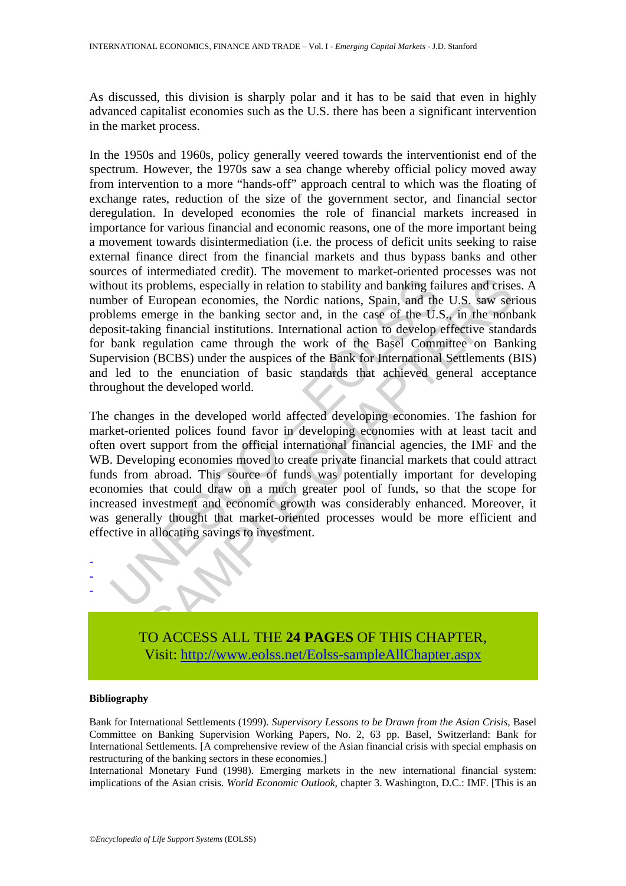As discussed, this division is sharply polar and it has to be said that even in highly advanced capitalist economies such as the U.S. there has been a significant intervention in the market process.

In the 1950s and 1960s, policy generally veered towards the interventionist end of the spectrum. However, the 1970s saw a sea change whereby official policy moved away from intervention to a more "hands-off" approach central to which was the floating of exchange rates, reduction of the size of the government sector, and financial sector deregulation. In developed economies the role of financial markets increased in importance for various financial and economic reasons, one of the more important being a movement towards disintermediation (i.e. the process of deficit units seeking to raise external finance direct from the financial markets and thus bypass banks and other sources of intermediated credit). The movement to market-oriented processes was not without its problems, especially in relation to stability and banking failures and crises. A number of European economies, the Nordic nations, Spain, and the U.S. saw serious problems emerge in the banking sector and, in the case of the U.S., in the nonbank deposit-taking financial institutions. International action to develop effective standards for bank regulation came through the work of the Basel Committee on Banking Supervision (BCBS) under the auspices of the Bank for International Settlements (BIS) and led to the enunciation of basic standards that achieved general acceptance throughout the developed world.

The changes in the developed world affected developing economies. The fashion for market-oriented polices found favor in developing economies with at least tacit and often overt support from the official international financial agencies, the IMF and the WB. Developing economies moved to create private financial markets that could attract funds from abroad. This source of funds was potentially important for developing economies that could draw on a much greater pool of funds, so that the scope for increased investment and economic growth was considerably enhanced. Moreover, it was generally thought that market-oriented processes would be more efficient and effective in allocating savings to investment.

-
-
-

TO ACCESS ALL THE **24 PAGES** OF THIS CHAPTER,
Visit: http://www.eolss.net/Eolss-sampleAllChapter.aspx

**Bibliography**

Bank for International Settlements (1999). *Supervisory Lessons to be Drawn from the Asian Crisis*, Basel Committee on Banking Supervision Working Papers, No. 2, 63 pp. Basel, Switzerland: Bank for International Settlements. [A comprehensive review of the Asian financial crisis with special emphasis on restructuring of the banking sectors in these economies.]

International Monetary Fund (1998). Emerging markets in the new international financial system: implications of the Asian crisis. *World Economic Outlook*, chapter 3. Washington, D.C.: IMF. [This is an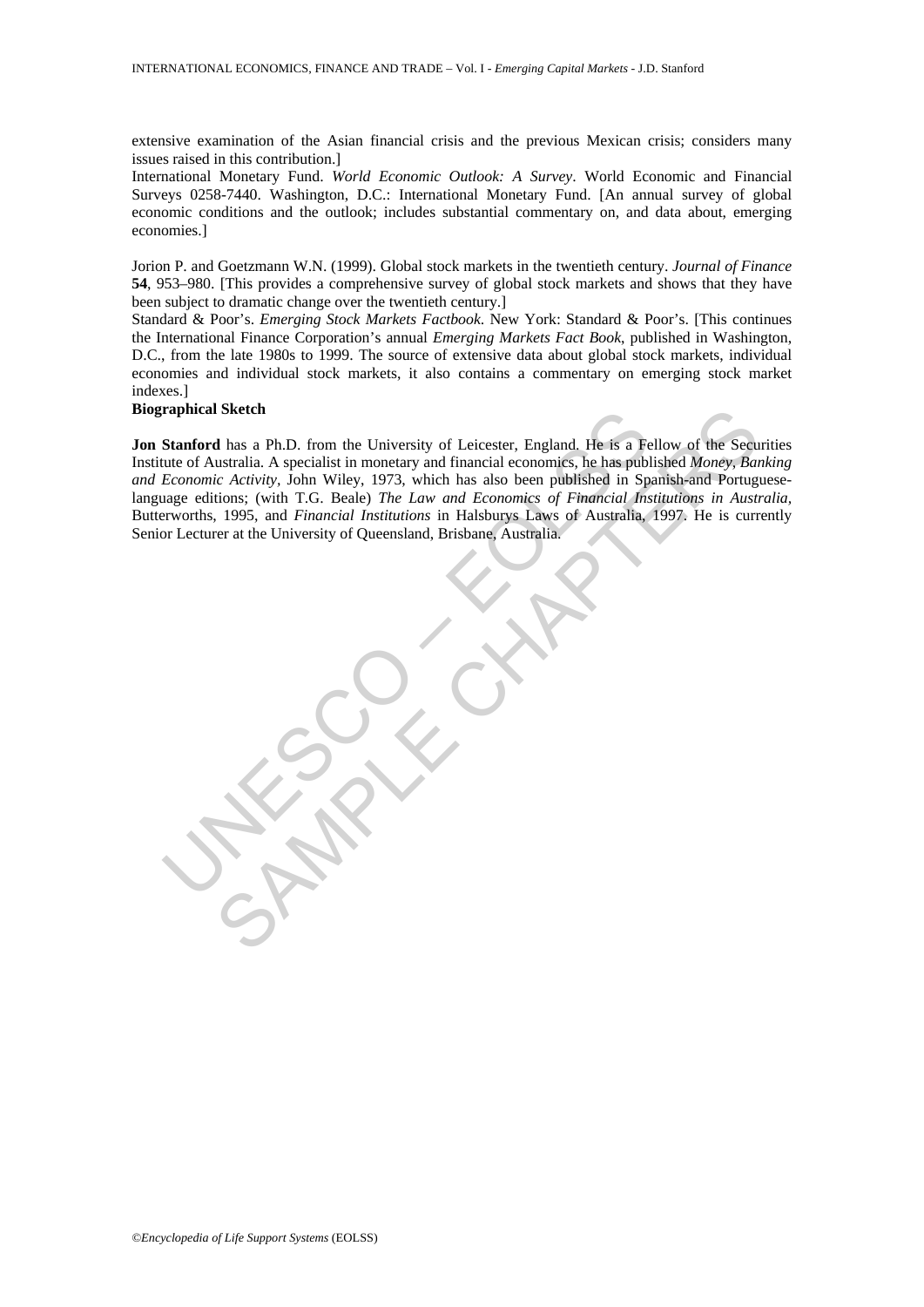extensive examination of the Asian financial crisis and the previous Mexican crisis; considers many issues raised in this contribution.]

International Monetary Fund. *World Economic Outlook: A Survey*. World Economic and Financial Surveys 0258-7440. Washington, D.C.: International Monetary Fund. [An annual survey of global economic conditions and the outlook; includes substantial commentary on, and data about, emerging economies.]

Jorion P. and Goetzmann W.N. (1999). Global stock markets in the twentieth century. *Journal of Finance* **54**, 953–980. [This provides a comprehensive survey of global stock markets and shows that they have been subject to dramatic change over the twentieth century.]

Standard & Poor's. *Emerging Stock Markets Factbook*. New York: Standard & Poor's. [This continues the International Finance Corporation's annual *Emerging Markets Fact Book*, published in Washington, D.C., from the late 1980s to 1999. The source of extensive data about global stock markets, individual economies and individual stock markets, it also contains a commentary on emerging stock market indexes.]

**Biographical Sketch**

**Jon Stanford** has a Ph.D. from the University of Leicester, England. He is a Fellow of the Securities Institute of Australia. A specialist in monetary and financial economics, he has published *Money, Banking and Economic Activity*, John Wiley, 1973, which has also been published in Spanish-and Portuguese-language editions; (with T.G. Beale) *The Law and Economics of Financial Institutions in Australia*, Butterworths, 1995, and *Financial Institutions* in Halsburys Laws of Australia, 1997. He is currently Senior Lecturer at the University of Queensland, Brisbane, Australia.